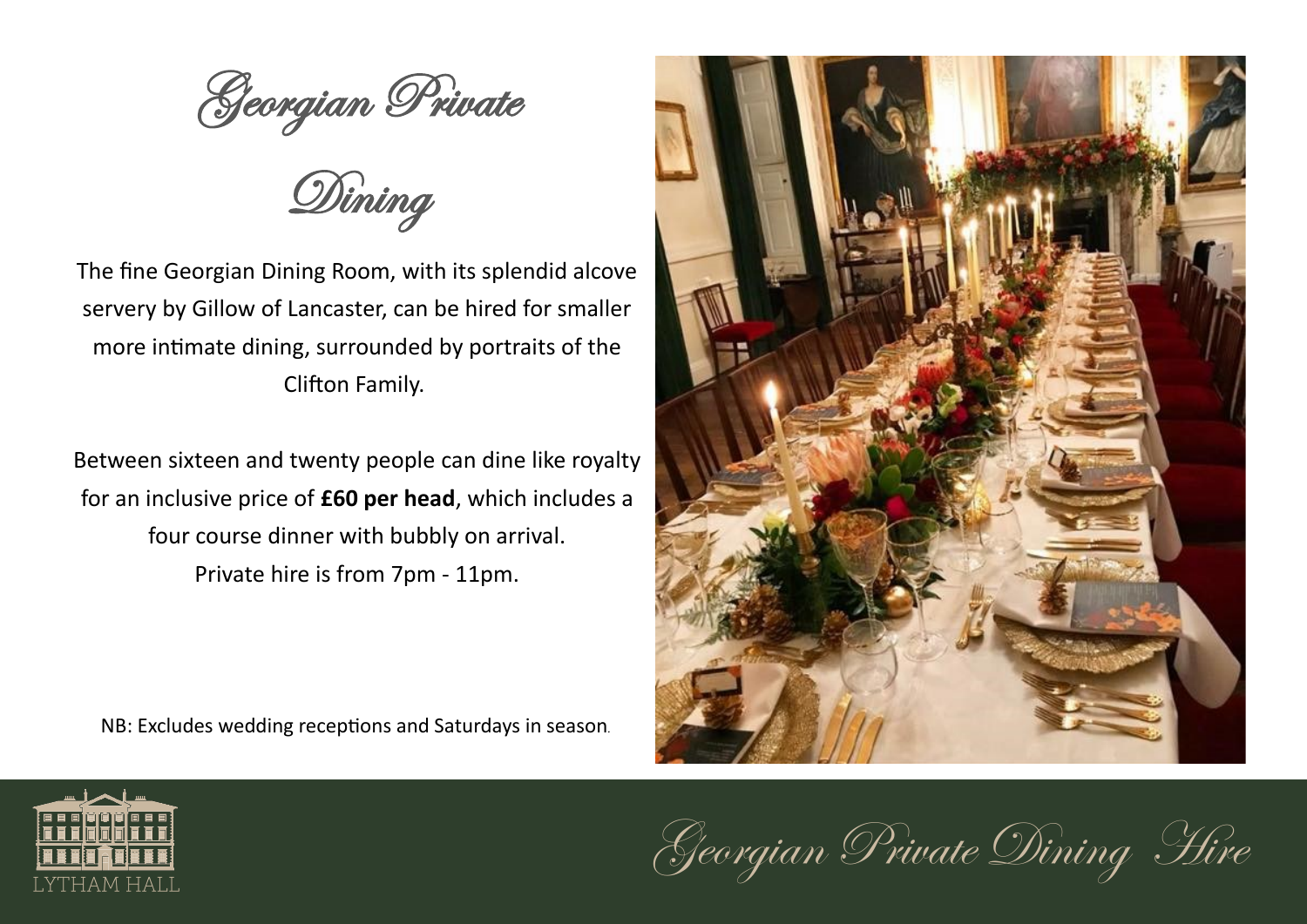# Georgian Private Dining

The fine Georgian Dining Room, with its splendid alcove servery by Gillow of Lancaster, can be hired for smaller more intimate dining, surrounded by portraits of the Clifton Family.

Between sixteen and twenty people can dine like royalty for an inclusive price of **£60 per head**, which includes a four course dinner with bubbly on arrival.
Private hire is from 7pm - 11pm.

NB: Excludes wedding receptions and Saturdays in season.

LYTHAM HALL

Georgian Private Dining Hire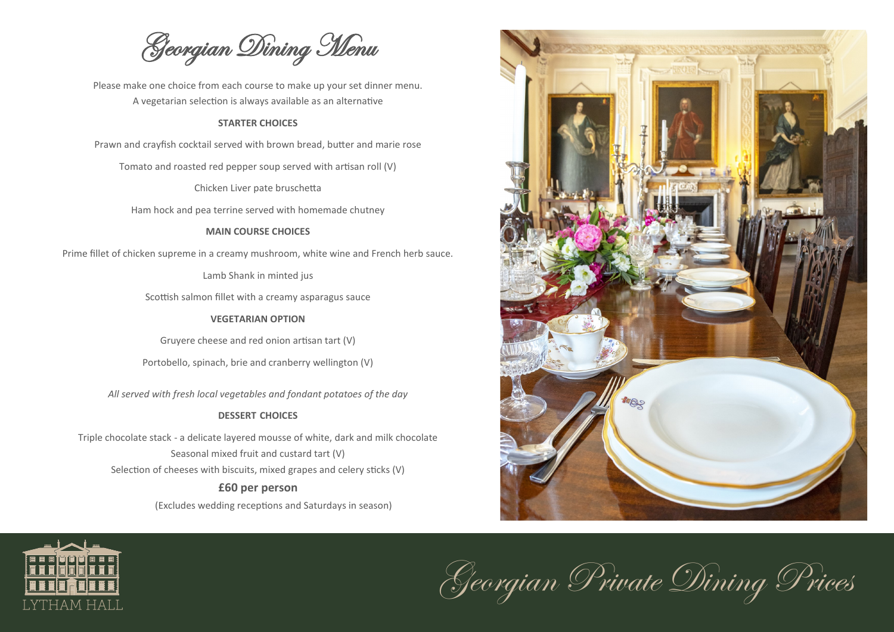# Georgian Dining Menu

Please make one choice from each course to make up your set dinner menu.
A vegetarian selection is always available as an alternative

**STARTER CHOICES**

Prawn and crayfish cocktail served with brown bread, butter and marie rose

Tomato and roasted red pepper soup served with artisan roll (V)

Chicken Liver pate bruschetta

Ham hock and pea terrine served with homemade chutney

**MAIN COURSE CHOICES**

Prime fillet of chicken supreme in a creamy mushroom, white wine and French herb sauce.

Lamb Shank in minted jus

Scottish salmon fillet with a creamy asparagus sauce

**VEGETARIAN OPTION**

Gruyere cheese and red onion artisan tart (V)

Portobello, spinach, brie and cranberry wellington (V)

*All served with fresh local vegetables and fondant potatoes of the day*

**DESSERT CHOICES**

Triple chocolate stack - a delicate layered mousse of white, dark and milk chocolate
Seasonal mixed fruit and custard tart (V)
Selection of cheeses with biscuits, mixed grapes and celery sticks (V)

**£60 per person**

(Excludes wedding receptions and Saturdays in season)

LYTHAM HALL

Georgian Private Dining Prices